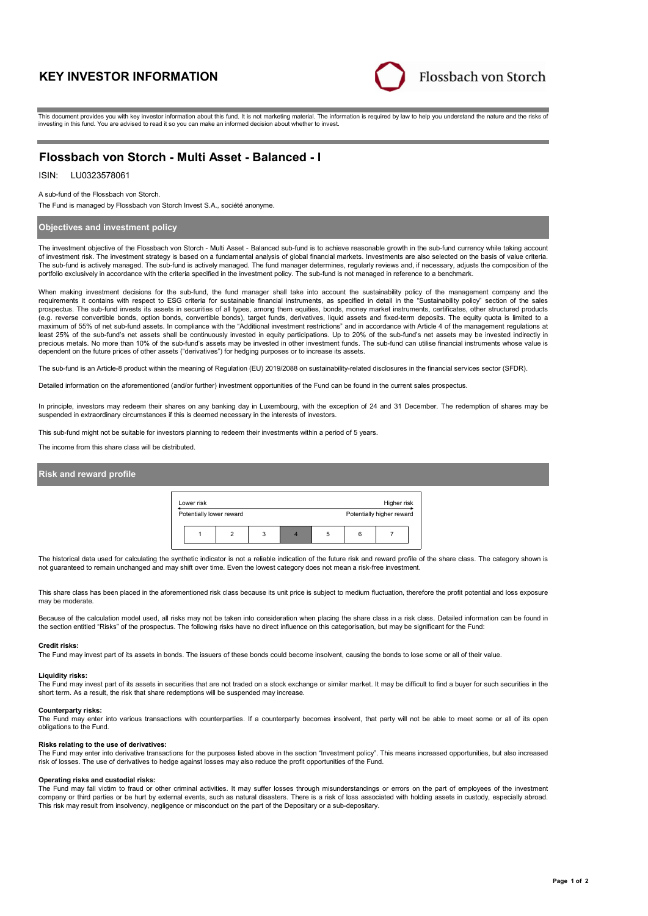# KEY INVESTOR INFORMATION

Flossbach von Storch

This document provides you with key investor information about this fund. It is not marketing material. The information is required by law to help you understand the nature and the risks of investing in this fund. You are advised to read it so you can make an informed decision about whether to invest.

## Flossbach von Storch - Multi Asset - Balanced - I

ISIN: LU0323578061

A sub-fund of the Flossbach von Storch.

The Fund is managed by Flossbach von Storch Invest S.A., société anonyme.

### Objectives and investment policy

The investment objective of the Flossbach von Storch - Multi Asset - Balanced sub-fund is to achieve reasonable growth in the sub-fund currency while taking account of investment risk. The investment strategy is based on a fundamental analysis of global financial markets. Investments are also selected on the basis of value criteria. The sub-fund is actively managed. The sub-fund is actively managed. The fund manager determines, regularly reviews and, if necessary, adjusts the composition of the portfolio exclusively in accordance with the criteria specified in the investment policy. The sub-fund is not managed in reference to a benchmark.

When making investment decisions for the sub-fund, the fund manager shall take into account the sustainability policy of the management company and the requirements it contains with respect to ESG criteria for sustainable financial instruments, as specified in detail in the "Sustainability policy" section of the sales prospectus. The sub-fund invests its assets in securities of all types, among them equities, bonds, money market instruments, certificates, other structured products (e.g. reverse convertible bonds, option bonds, convertible bonds), target funds, derivatives, liquid assets and fixed-term deposits. The equity quota is limited to a maximum of 55% of net sub-fund assets. In compliance with the "Additional investment restrictions" and in accordance with Article 4 of the management regulations at least 25% of the sub-fund's net assets shall be continuously invested in equity participations. Up to 20% of the sub-fund's net assets may be invested indirectly in precious metals. No more than 10% of the sub-fund's assets may be invested in other investment funds. The sub-fund can utilise financial instruments whose value is dependent on the future prices of other assets ("derivatives") for hedging purposes or to increase its assets.

The sub-fund is an Article-8 product within the meaning of Regulation (EU) 2019/2088 on sustainability-related disclosures in the financial services sector (SFDR).

Detailed information on the aforementioned (and/or further) investment opportunities of the Fund can be found in the current sales prospectus.

In principle, investors may redeem their shares on any banking day in Luxembourg, with the exception of 24 and 31 December. The redemption of shares may be suspended in extraordinary circumstances if this is deemed necessary in the interests of investors.

This sub-fund might not be suitable for investors planning to redeem their investments within a period of 5 years.

The income from this share class will be distributed.

### Risk and reward profile

| Lower risk | | | | | | Higher risk |
|---|---|---|---|---|---|---|
| Potentially lower reward | | | | | | Potentially higher reward |
| 1 | 2 | 3 | **4** | 5 | 6 | 7 |

The historical data used for calculating the synthetic indicator is not a reliable indication of the future risk and reward profile of the share class. The category shown is not guaranteed to remain unchanged and may shift over time. Even the lowest category does not mean a risk-free investment.

This share class has been placed in the aforementioned risk class because its unit price is subject to medium fluctuation, therefore the profit potential and loss exposure may be moderate.

Because of the calculation model used, all risks may not be taken into consideration when placing the share class in a risk class. Detailed information can be found in the section entitled "Risks" of the prospectus. The following risks have no direct influence on this categorisation, but may be significant for the Fund:

**Credit risks:**
The Fund may invest part of its assets in bonds. The issuers of these bonds could become insolvent, causing the bonds to lose some or all of their value.

**Liquidity risks:**
The Fund may invest part of its assets in securities that are not traded on a stock exchange or similar market. It may be difficult to find a buyer for such securities in the short term. As a result, the risk that share redemptions will be suspended may increase.

**Counterparty risks:**
The Fund may enter into various transactions with counterparties. If a counterparty becomes insolvent, that party will not be able to meet some or all of its open obligations to the Fund.

**Risks relating to the use of derivatives:**
The Fund may enter into derivative transactions for the purposes listed above in the section "Investment policy". This means increased opportunities, but also increased risk of losses. The use of derivatives to hedge against losses may also reduce the profit opportunities of the Fund.

**Operating risks and custodial risks:**
The Fund may fall victim to fraud or other criminal activities. It may suffer losses through misunderstandings or errors on the part of employees of the investment company or third parties or be hurt by external events, such as natural disasters. There is a risk of loss associated with holding assets in custody, especially abroad. This risk may result from insolvency, negligence or misconduct on the part of the Depositary or a sub-depositary.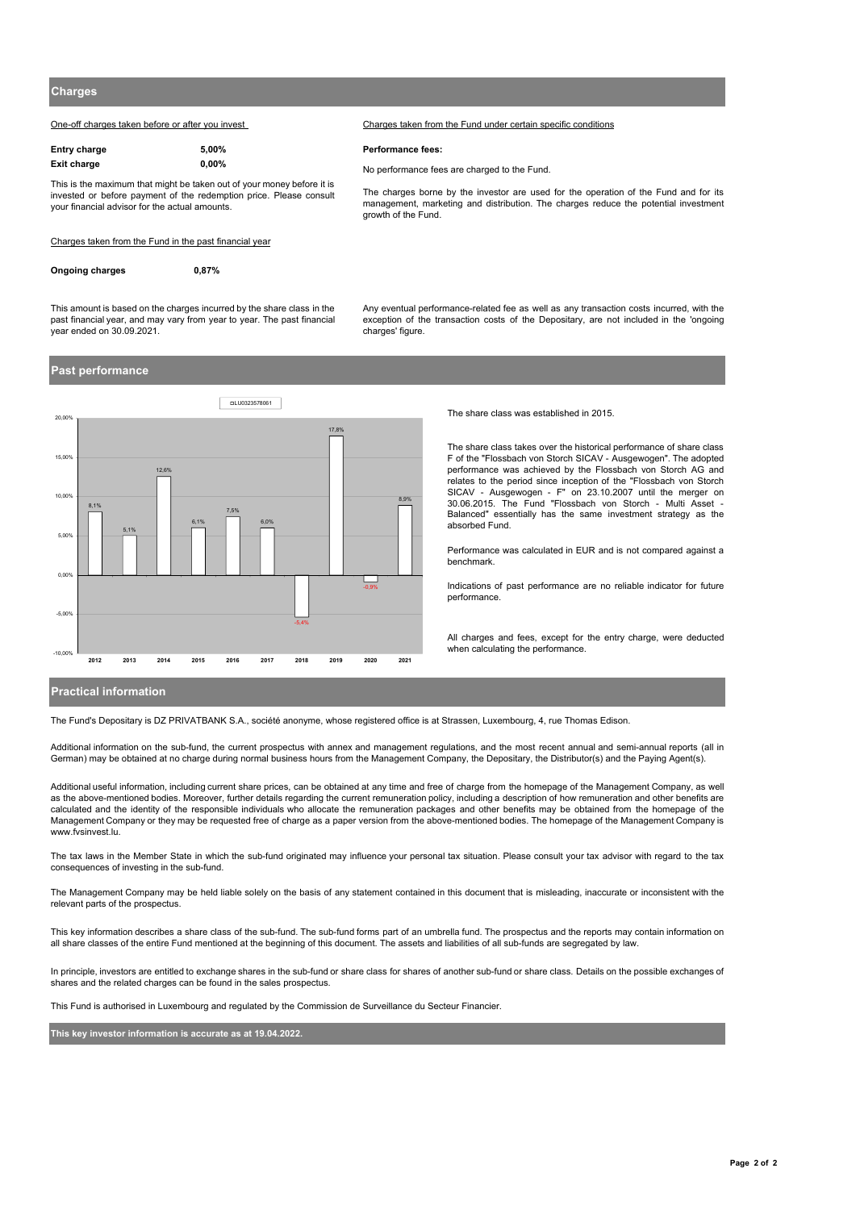## Charges

One-off charges taken before or after you invest

| | |
|---|---|
| **Entry charge** | **5,00%** |
| **Exit charge** | **0,00%** |

This is the maximum that might be taken out of your money before it is invested or before payment of the redemption price. Please consult your financial advisor for the actual amounts.

Charges taken from the Fund in the past financial year

| | |
|---|---|
| **Ongoing charges** | **0,87%** |

This amount is based on the charges incurred by the share class in the past financial year, and may vary from year to year. The past financial year ended on 30.09.2021.

Charges taken from the Fund under certain specific conditions

**Performance fees:**

No performance fees are charged to the Fund.

The charges borne by the investor are used for the operation of the Fund and for its management, marketing and distribution. The charges reduce the potential investment growth of the Fund.

Any eventual performance-related fee as well as any transaction costs incurred, with the exception of the transaction costs of the Depositary, are not included in the 'ongoing charges' figure.

## Past performance

LU0323578061

20,00%
15,00%
10,00%
5,00%
0,00%
-5,00%
-10,00%

8,1% 5,1% 12,6% 6,1% 7,5% 6,0% -5,4% 17,8% -0,9% 8,9%

2012 2013 2014 2015 2016 2017 2018 2019 2020 2021

The share class was established in 2015.

The share class takes over the historical performance of share class F of the "Flossbach von Storch SICAV - Ausgewogen". The adopted performance was achieved by the Flossbach von Storch AG and relates to the period since inception of the "Flossbach von Storch SICAV - Ausgewogen - F" on 23.10.2007 until the merger on 30.06.2015. The Fund "Flossbach von Storch - Multi Asset - Balanced" essentially has the same investment strategy as the absorbed Fund.

Performance was calculated in EUR and is not compared against a benchmark.

Indications of past performance are no reliable indicator for future performance.

All charges and fees, except for the entry charge, were deducted when calculating the performance.

## Practical information

The Fund's Depositary is DZ PRIVATBANK S.A., société anonyme, whose registered office is at Strassen, Luxembourg, 4, rue Thomas Edison.

Additional information on the sub-fund, the current prospectus with annex and management regulations, and the most recent annual and semi-annual reports (all in German) may be obtained at no charge during normal business hours from the Management Company, the Depositary, the Distributor(s) and the Paying Agent(s).

Additional useful information, including current share prices, can be obtained at any time and free of charge from the homepage of the Management Company, as well as the above-mentioned bodies. Moreover, further details regarding the current remuneration policy, including a description of how remuneration and other benefits are calculated and the identity of the responsible individuals who allocate the remuneration packages and other benefits may be obtained from the homepage of the Management Company or they may be requested free of charge as a paper version from the above-mentioned bodies. The homepage of the Management Company is www.fvsinvest.lu.

The tax laws in the Member State in which the sub-fund originated may influence your personal tax situation. Please consult your tax advisor with regard to the tax consequences of investing in the sub-fund.

The Management Company may be held liable solely on the basis of any statement contained in this document that is misleading, inaccurate or inconsistent with the relevant parts of the prospectus.

This key information describes a share class of the sub-fund. The sub-fund forms part of an umbrella fund. The prospectus and the reports may contain information on all share classes of the entire Fund mentioned at the beginning of this document. The assets and liabilities of all sub-funds are segregated by law.

In principle, investors are entitled to exchange shares in the sub-fund or share class for shares of another sub-fund or share class. Details on the possible exchanges of shares and the related charges can be found in the sales prospectus.

This Fund is authorised in Luxembourg and regulated by the Commission de Surveillance du Secteur Financier.

**This key investor information is accurate as at 19.04.2022.**